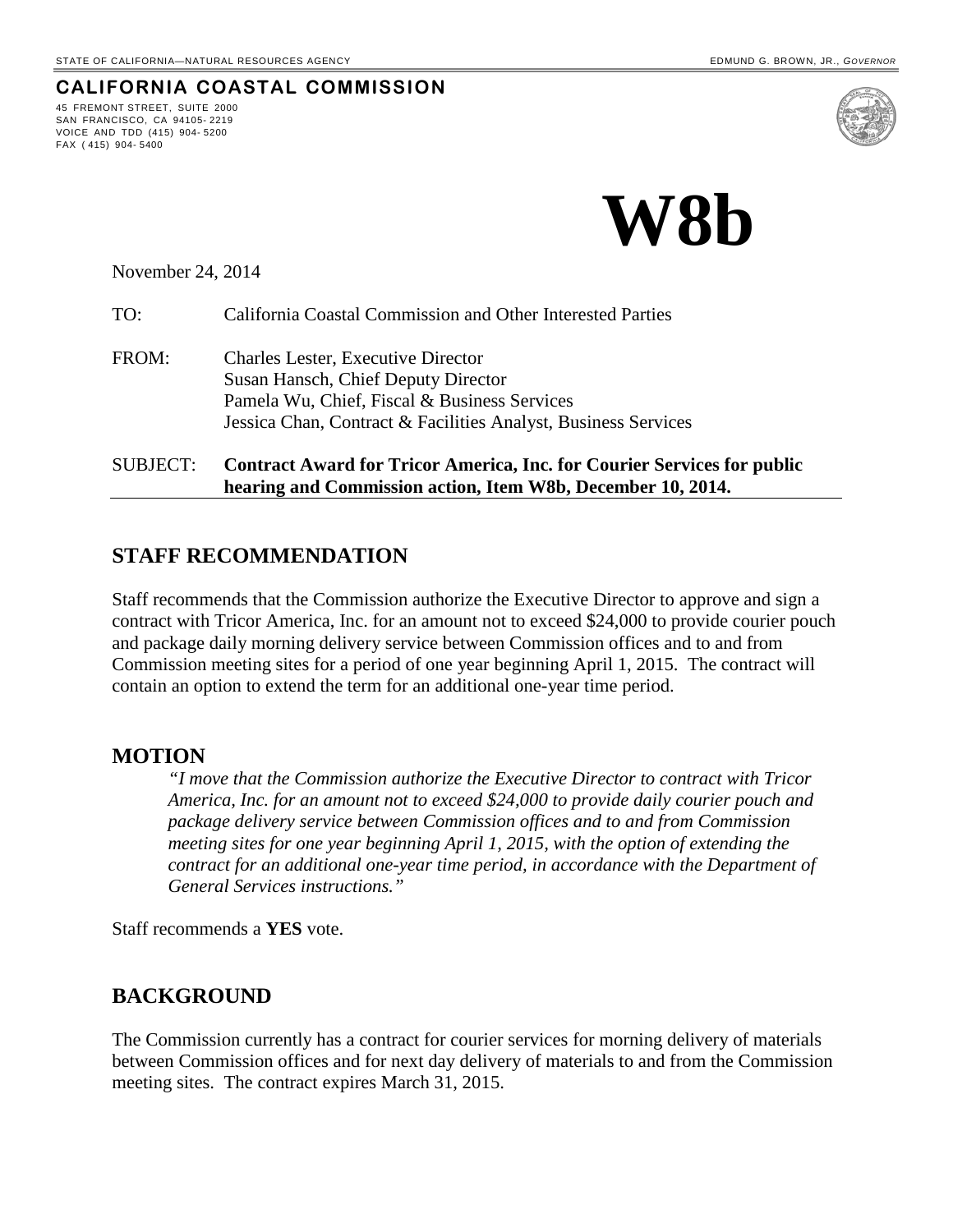STATE OF CALIFORNIA—NATURAL RESOURCES AGENCY

EDMUND G. BROWN, JR., *GOVERNOR*

**CALIFORNIA COASTAL COMMISSION**

45 FREMONT STREET, SUITE 2000
SAN FRANCISCO, CA 94105-2219
VOICE AND TDD (415) 904-5200
FAX (415) 904-5400

# W8b

November 24, 2014

TO: California Coastal Commission and Other Interested Parties

FROM: Charles Lester, Executive Director
Susan Hansch, Chief Deputy Director
Pamela Wu, Chief, Fiscal & Business Services
Jessica Chan, Contract & Facilities Analyst, Business Services

SUBJECT: **Contract Award for Tricor America, Inc. for Courier Services for public hearing and Commission action, Item W8b, December 10, 2014.**

## STAFF RECOMMENDATION

Staff recommends that the Commission authorize the Executive Director to approve and sign a contract with Tricor America, Inc. for an amount not to exceed $24,000 to provide courier pouch and package daily morning delivery service between Commission offices and to and from Commission meeting sites for a period of one year beginning April 1, 2015. The contract will contain an option to extend the term for an additional one-year time period.

## MOTION

*"I move that the Commission authorize the Executive Director to contract with Tricor America, Inc. for an amount not to exceed $24,000 to provide daily courier pouch and package delivery service between Commission offices and to and from Commission meeting sites for one year beginning April 1, 2015, with the option of extending the contract for an additional one-year time period, in accordance with the Department of General Services instructions."*

Staff recommends a **YES** vote.

## BACKGROUND

The Commission currently has a contract for courier services for morning delivery of materials between Commission offices and for next day delivery of materials to and from the Commission meeting sites. The contract expires March 31, 2015.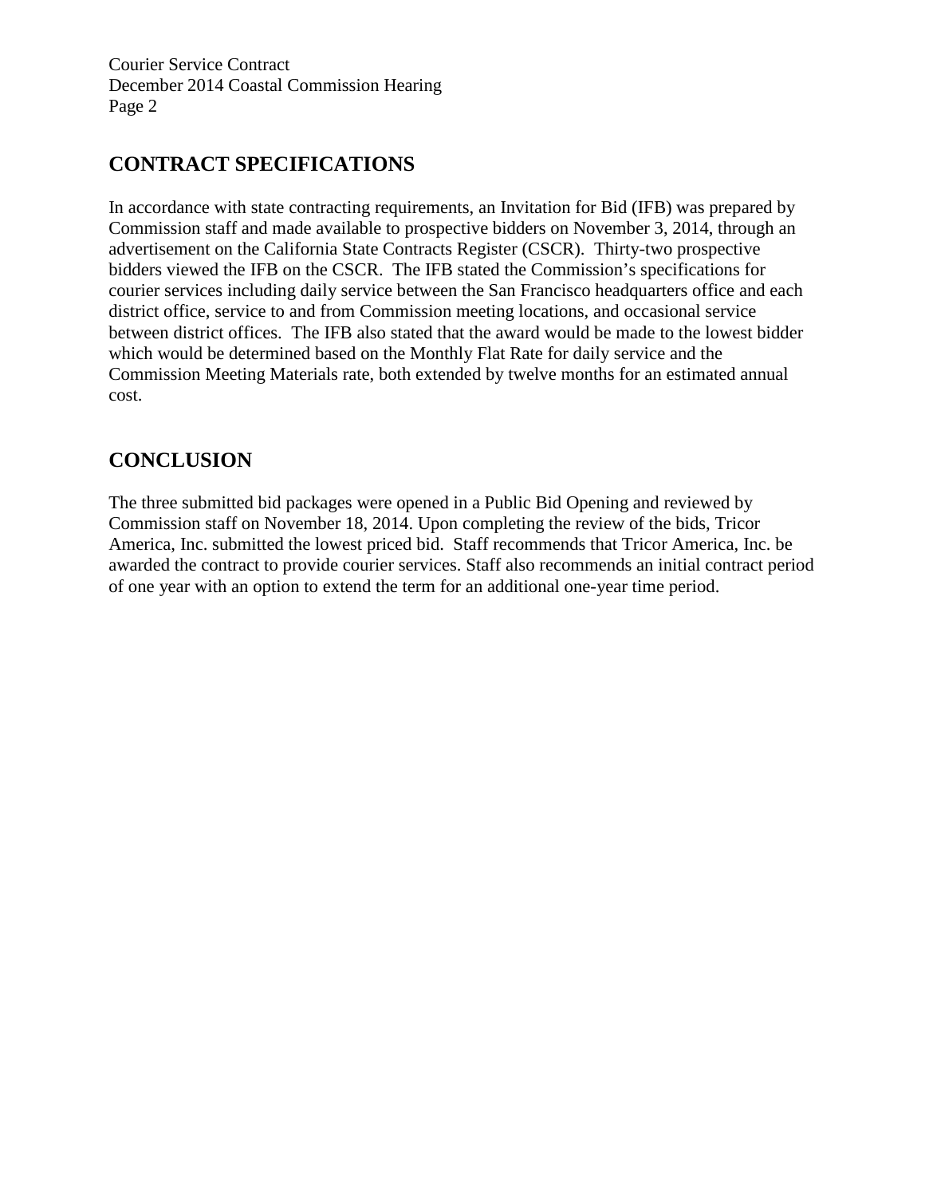## CONTRACT SPECIFICATIONS

In accordance with state contracting requirements, an Invitation for Bid (IFB) was prepared by Commission staff and made available to prospective bidders on November 3, 2014, through an advertisement on the California State Contracts Register (CSCR). Thirty-two prospective bidders viewed the IFB on the CSCR. The IFB stated the Commission's specifications for courier services including daily service between the San Francisco headquarters office and each district office, service to and from Commission meeting locations, and occasional service between district offices. The IFB also stated that the award would be made to the lowest bidder which would be determined based on the Monthly Flat Rate for daily service and the Commission Meeting Materials rate, both extended by twelve months for an estimated annual cost.

## CONCLUSION

The three submitted bid packages were opened in a Public Bid Opening and reviewed by Commission staff on November 18, 2014. Upon completing the review of the bids, Tricor America, Inc. submitted the lowest priced bid. Staff recommends that Tricor America, Inc. be awarded the contract to provide courier services. Staff also recommends an initial contract period of one year with an option to extend the term for an additional one-year time period.